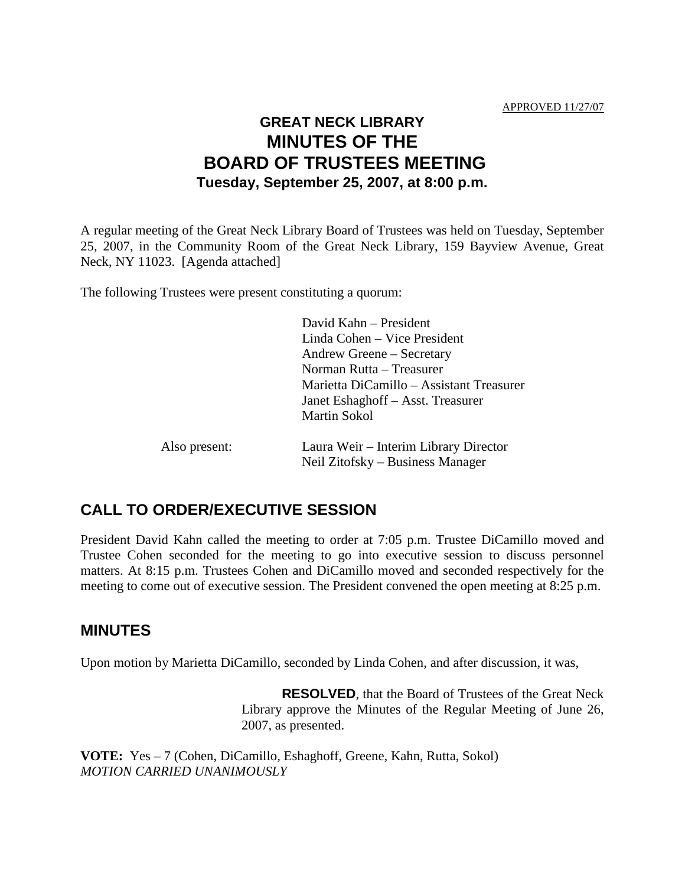APPROVED 11/27/07

# GREAT NECK LIBRARY
# MINUTES OF THE
# BOARD OF TRUSTEES MEETING
### Tuesday, September 25, 2007, at 8:00 p.m.

A regular meeting of the Great Neck Library Board of Trustees was held on Tuesday, September 25, 2007, in the Community Room of the Great Neck Library, 159 Bayview Avenue, Great Neck, NY 11023. [Agenda attached]

The following Trustees were present constituting a quorum:

David Kahn – President
Linda Cohen – Vice President
Andrew Greene – Secretary
Norman Rutta – Treasurer
Marietta DiCamillo – Assistant Treasurer
Janet Eshaghoff – Asst. Treasurer
Martin Sokol

Also present:
Laura Weir – Interim Library Director
Neil Zitofsky – Business Manager

## CALL TO ORDER/EXECUTIVE SESSION

President David Kahn called the meeting to order at 7:05 p.m. Trustee DiCamillo moved and Trustee Cohen seconded for the meeting to go into executive session to discuss personnel matters. At 8:15 p.m. Trustees Cohen and DiCamillo moved and seconded respectively for the meeting to come out of executive session. The President convened the open meeting at 8:25 p.m.

## MINUTES

Upon motion by Marietta DiCamillo, seconded by Linda Cohen, and after discussion, it was,

> **RESOLVED**, that the Board of Trustees of the Great Neck Library approve the Minutes of the Regular Meeting of June 26, 2007, as presented.

**VOTE:** Yes – 7 (Cohen, DiCamillo, Eshaghoff, Greene, Kahn, Rutta, Sokol)
*MOTION CARRIED UNANIMOUSLY*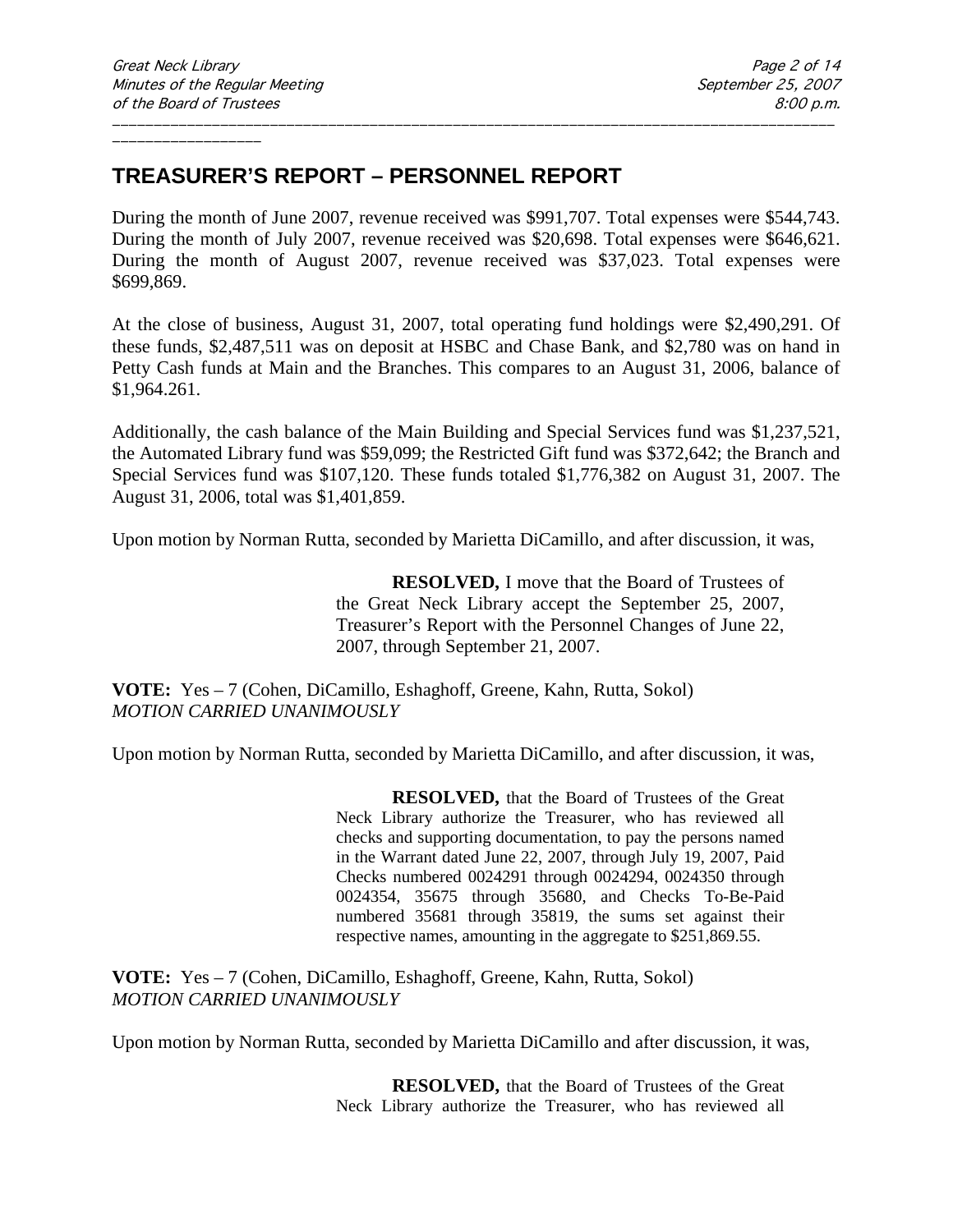## TREASURER'S REPORT – PERSONNEL REPORT

During the month of June 2007, revenue received was $991,707. Total expenses were $544,743. During the month of July 2007, revenue received was $20,698. Total expenses were $646,621. During the month of August 2007, revenue received was $37,023. Total expenses were $699,869.

At the close of business, August 31, 2007, total operating fund holdings were $2,490,291. Of these funds, $2,487,511 was on deposit at HSBC and Chase Bank, and $2,780 was on hand in Petty Cash funds at Main and the Branches. This compares to an August 31, 2006, balance of $1,964.261.

Additionally, the cash balance of the Main Building and Special Services fund was $1,237,521, the Automated Library fund was $59,099; the Restricted Gift fund was $372,642; the Branch and Special Services fund was $107,120. These funds totaled $1,776,382 on August 31, 2007. The August 31, 2006, total was $1,401,859.

Upon motion by Norman Rutta, seconded by Marietta DiCamillo, and after discussion, it was,

> **RESOLVED,** I move that the Board of Trustees of the Great Neck Library accept the September 25, 2007, Treasurer's Report with the Personnel Changes of June 22, 2007, through September 21, 2007.

**VOTE:** Yes – 7 (Cohen, DiCamillo, Eshaghoff, Greene, Kahn, Rutta, Sokol)
*MOTION CARRIED UNANIMOUSLY*

Upon motion by Norman Rutta, seconded by Marietta DiCamillo, and after discussion, it was,

> **RESOLVED,** that the Board of Trustees of the Great Neck Library authorize the Treasurer, who has reviewed all checks and supporting documentation, to pay the persons named in the Warrant dated June 22, 2007, through July 19, 2007, Paid Checks numbered 0024291 through 0024294, 0024350 through 0024354, 35675 through 35680, and Checks To-Be-Paid numbered 35681 through 35819, the sums set against their respective names, amounting in the aggregate to $251,869.55.

**VOTE:** Yes – 7 (Cohen, DiCamillo, Eshaghoff, Greene, Kahn, Rutta, Sokol)
*MOTION CARRIED UNANIMOUSLY*

Upon motion by Norman Rutta, seconded by Marietta DiCamillo and after discussion, it was,

> **RESOLVED,** that the Board of Trustees of the Great Neck Library authorize the Treasurer, who has reviewed all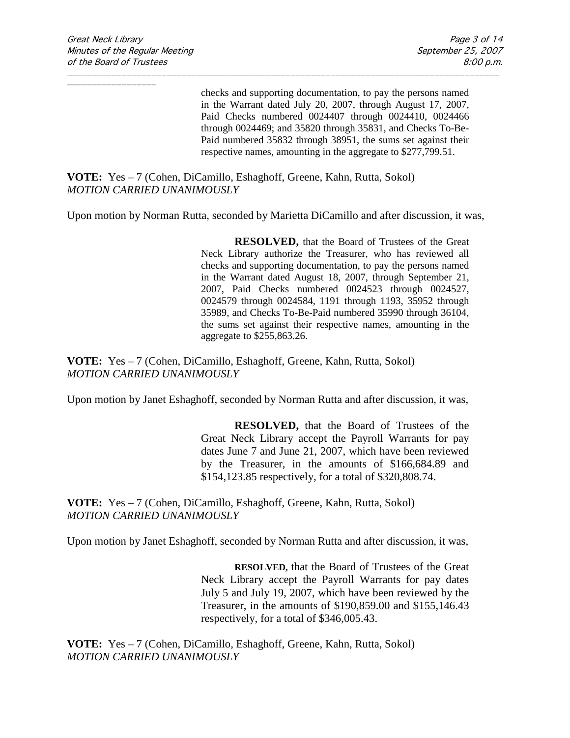checks and supporting documentation, to pay the persons named in the Warrant dated July 20, 2007, through August 17, 2007, Paid Checks numbered 0024407 through 0024410, 0024466 through 0024469; and 35820 through 35831, and Checks To-Be-Paid numbered 35832 through 38951, the sums set against their respective names, amounting in the aggregate to $277,799.51.

**VOTE:** Yes – 7 (Cohen, DiCamillo, Eshaghoff, Greene, Kahn, Rutta, Sokol)
*MOTION CARRIED UNANIMOUSLY*

Upon motion by Norman Rutta, seconded by Marietta DiCamillo and after discussion, it was,

> **RESOLVED,** that the Board of Trustees of the Great Neck Library authorize the Treasurer, who has reviewed all checks and supporting documentation, to pay the persons named in the Warrant dated August 18, 2007, through September 21, 2007, Paid Checks numbered 0024523 through 0024527, 0024579 through 0024584, 1191 through 1193, 35952 through 35989, and Checks To-Be-Paid numbered 35990 through 36104, the sums set against their respective names, amounting in the aggregate to $255,863.26.

**VOTE:** Yes – 7 (Cohen, DiCamillo, Eshaghoff, Greene, Kahn, Rutta, Sokol)
*MOTION CARRIED UNANIMOUSLY*

Upon motion by Janet Eshaghoff, seconded by Norman Rutta and after discussion, it was,

> **RESOLVED,** that the Board of Trustees of the Great Neck Library accept the Payroll Warrants for pay dates June 7 and June 21, 2007, which have been reviewed by the Treasurer, in the amounts of $166,684.89 and $154,123.85 respectively, for a total of $320,808.74.

**VOTE:** Yes – 7 (Cohen, DiCamillo, Eshaghoff, Greene, Kahn, Rutta, Sokol)
*MOTION CARRIED UNANIMOUSLY*

Upon motion by Janet Eshaghoff, seconded by Norman Rutta and after discussion, it was,

> **RESOLVED,** that the Board of Trustees of the Great Neck Library accept the Payroll Warrants for pay dates July 5 and July 19, 2007, which have been reviewed by the Treasurer, in the amounts of $190,859.00 and $155,146.43 respectively, for a total of $346,005.43.

**VOTE:** Yes – 7 (Cohen, DiCamillo, Eshaghoff, Greene, Kahn, Rutta, Sokol)
*MOTION CARRIED UNANIMOUSLY*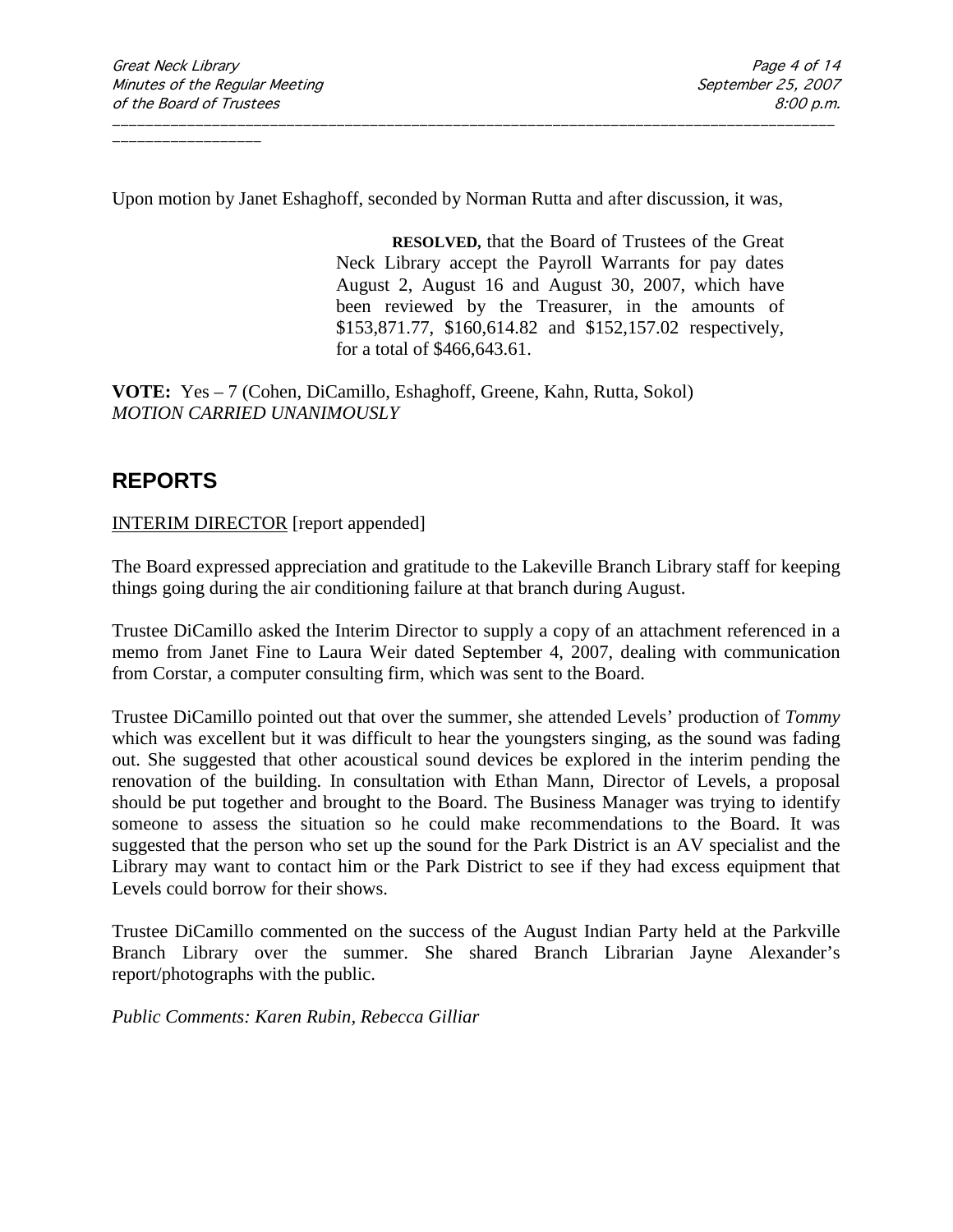Upon motion by Janet Eshaghoff, seconded by Norman Rutta and after discussion, it was,

> **RESOLVED,** that the Board of Trustees of the Great Neck Library accept the Payroll Warrants for pay dates August 2, August 16 and August 30, 2007, which have been reviewed by the Treasurer, in the amounts of $153,871.77, $160,614.82 and $152,157.02 respectively, for a total of $466,643.61.

**VOTE:** Yes – 7 (Cohen, DiCamillo, Eshaghoff, Greene, Kahn, Rutta, Sokol)
*MOTION CARRIED UNANIMOUSLY*

## REPORTS

<u>INTERIM DIRECTOR</u> [report appended]

The Board expressed appreciation and gratitude to the Lakeville Branch Library staff for keeping things going during the air conditioning failure at that branch during August.

Trustee DiCamillo asked the Interim Director to supply a copy of an attachment referenced in a memo from Janet Fine to Laura Weir dated September 4, 2007, dealing with communication from Corstar, a computer consulting firm, which was sent to the Board.

Trustee DiCamillo pointed out that over the summer, she attended Levels' production of *Tommy* which was excellent but it was difficult to hear the youngsters singing, as the sound was fading out. She suggested that other acoustical sound devices be explored in the interim pending the renovation of the building. In consultation with Ethan Mann, Director of Levels, a proposal should be put together and brought to the Board. The Business Manager was trying to identify someone to assess the situation so he could make recommendations to the Board. It was suggested that the person who set up the sound for the Park District is an AV specialist and the Library may want to contact him or the Park District to see if they had excess equipment that Levels could borrow for their shows.

Trustee DiCamillo commented on the success of the August Indian Party held at the Parkville Branch Library over the summer. She shared Branch Librarian Jayne Alexander's report/photographs with the public.

*Public Comments: Karen Rubin, Rebecca Gilliar*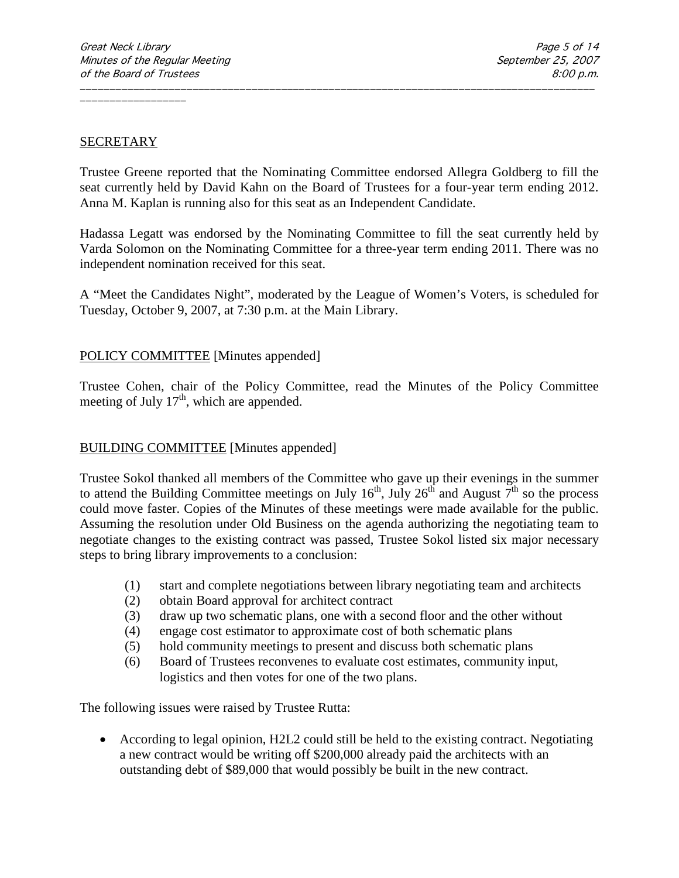SECRETARY

Trustee Greene reported that the Nominating Committee endorsed Allegra Goldberg to fill the seat currently held by David Kahn on the Board of Trustees for a four-year term ending 2012. Anna M. Kaplan is running also for this seat as an Independent Candidate.

Hadassa Legatt was endorsed by the Nominating Committee to fill the seat currently held by Varda Solomon on the Nominating Committee for a three-year term ending 2011. There was no independent nomination received for this seat.

A "Meet the Candidates Night", moderated by the League of Women's Voters, is scheduled for Tuesday, October 9, 2007, at 7:30 p.m. at the Main Library.

POLICY COMMITTEE [Minutes appended]

Trustee Cohen, chair of the Policy Committee, read the Minutes of the Policy Committee meeting of July 17th, which are appended.

BUILDING COMMITTEE [Minutes appended]

Trustee Sokol thanked all members of the Committee who gave up their evenings in the summer to attend the Building Committee meetings on July 16th, July 26th and August 7th so the process could move faster. Copies of the Minutes of these meetings were made available for the public. Assuming the resolution under Old Business on the agenda authorizing the negotiating team to negotiate changes to the existing contract was passed, Trustee Sokol listed six major necessary steps to bring library improvements to a conclusion:

(1) start and complete negotiations between library negotiating team and architects
(2) obtain Board approval for architect contract
(3) draw up two schematic plans, one with a second floor and the other without
(4) engage cost estimator to approximate cost of both schematic plans
(5) hold community meetings to present and discuss both schematic plans
(6) Board of Trustees reconvenes to evaluate cost estimates, community input, logistics and then votes for one of the two plans.

The following issues were raised by Trustee Rutta:

- According to legal opinion, H2L2 could still be held to the existing contract. Negotiating a new contract would be writing off $200,000 already paid the architects with an outstanding debt of $89,000 that would possibly be built in the new contract.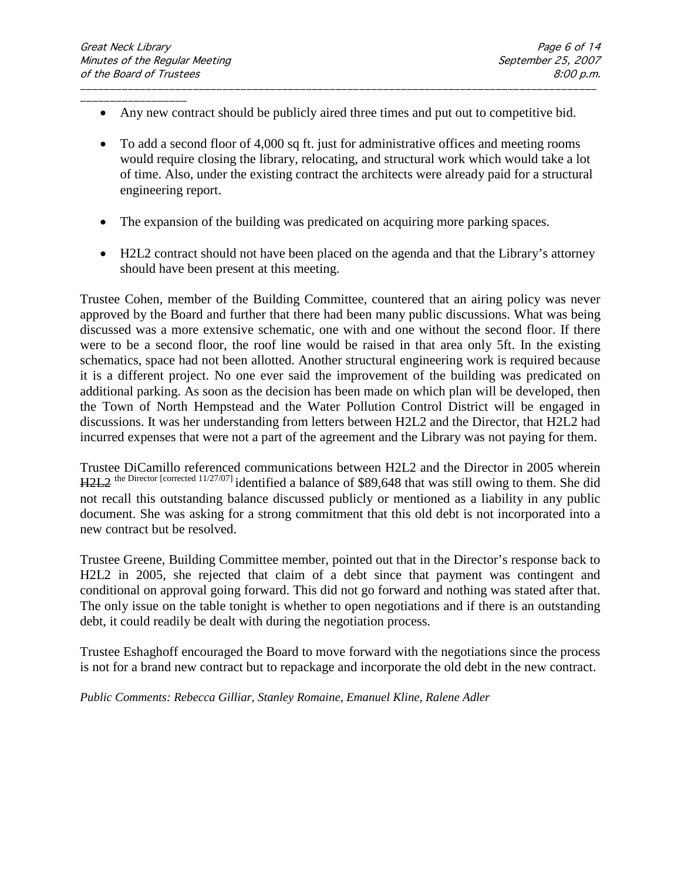- Any new contract should be publicly aired three times and put out to competitive bid.

- To add a second floor of 4,000 sq ft. just for administrative offices and meeting rooms would require closing the library, relocating, and structural work which would take a lot of time. Also, under the existing contract the architects were already paid for a structural engineering report.

- The expansion of the building was predicated on acquiring more parking spaces.

- H2L2 contract should not have been placed on the agenda and that the Library's attorney should have been present at this meeting.

Trustee Cohen, member of the Building Committee, countered that an airing policy was never approved by the Board and further that there had been many public discussions. What was being discussed was a more extensive schematic, one with and one without the second floor. If there were to be a second floor, the roof line would be raised in that area only 5ft. In the existing schematics, space had not been allotted. Another structural engineering work is required because it is a different project. No one ever said the improvement of the building was predicated on additional parking. As soon as the decision has been made on which plan will be developed, then the Town of North Hempstead and the Water Pollution Control District will be engaged in discussions. It was her understanding from letters between H2L2 and the Director, that H2L2 had incurred expenses that were not a part of the agreement and the Library was not paying for them.

Trustee DiCamillo referenced communications between H2L2 and the Director in 2005 wherein ~~H2L2~~ the Director [corrected 11/27/07] identified a balance of $89,648 that was still owing to them. She did not recall this outstanding balance discussed publicly or mentioned as a liability in any public document. She was asking for a strong commitment that this old debt is not incorporated into a new contract but be resolved.

Trustee Greene, Building Committee member, pointed out that in the Director's response back to H2L2 in 2005, she rejected that claim of a debt since that payment was contingent and conditional on approval going forward. This did not go forward and nothing was stated after that. The only issue on the table tonight is whether to open negotiations and if there is an outstanding debt, it could readily be dealt with during the negotiation process.

Trustee Eshaghoff encouraged the Board to move forward with the negotiations since the process is not for a brand new contract but to repackage and incorporate the old debt in the new contract.

*Public Comments: Rebecca Gilliar, Stanley Romaine, Emanuel Kline, Ralene Adler*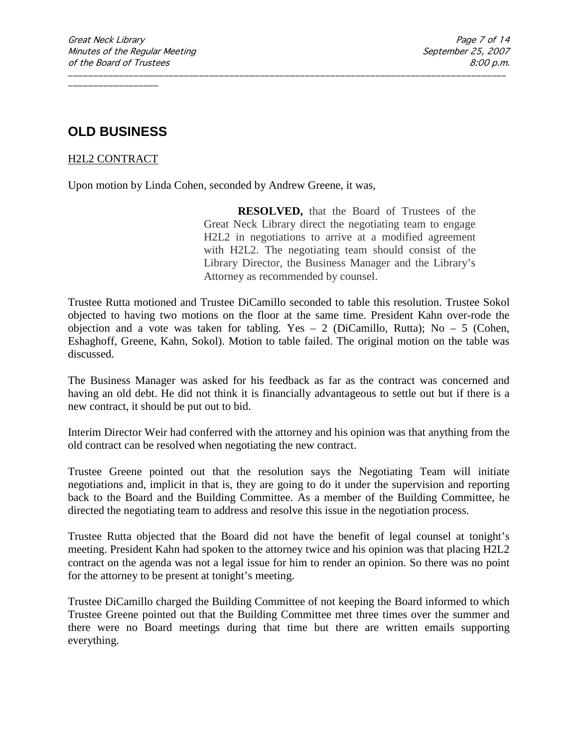## OLD BUSINESS

H2L2 CONTRACT

Upon motion by Linda Cohen, seconded by Andrew Greene, it was,

> **RESOLVED,** that the Board of Trustees of the Great Neck Library direct the negotiating team to engage H2L2 in negotiations to arrive at a modified agreement with H2L2. The negotiating team should consist of the Library Director, the Business Manager and the Library's Attorney as recommended by counsel.

Trustee Rutta motioned and Trustee DiCamillo seconded to table this resolution. Trustee Sokol objected to having two motions on the floor at the same time. President Kahn over-rode the objection and a vote was taken for tabling. Yes – 2 (DiCamillo, Rutta); No – 5 (Cohen, Eshaghoff, Greene, Kahn, Sokol). Motion to table failed. The original motion on the table was discussed.

The Business Manager was asked for his feedback as far as the contract was concerned and having an old debt. He did not think it is financially advantageous to settle out but if there is a new contract, it should be put out to bid.

Interim Director Weir had conferred with the attorney and his opinion was that anything from the old contract can be resolved when negotiating the new contract.

Trustee Greene pointed out that the resolution says the Negotiating Team will initiate negotiations and, implicit in that is, they are going to do it under the supervision and reporting back to the Board and the Building Committee. As a member of the Building Committee, he directed the negotiating team to address and resolve this issue in the negotiation process.

Trustee Rutta objected that the Board did not have the benefit of legal counsel at tonight's meeting. President Kahn had spoken to the attorney twice and his opinion was that placing H2L2 contract on the agenda was not a legal issue for him to render an opinion. So there was no point for the attorney to be present at tonight's meeting.

Trustee DiCamillo charged the Building Committee of not keeping the Board informed to which Trustee Greene pointed out that the Building Committee met three times over the summer and there were no Board meetings during that time but there are written emails supporting everything.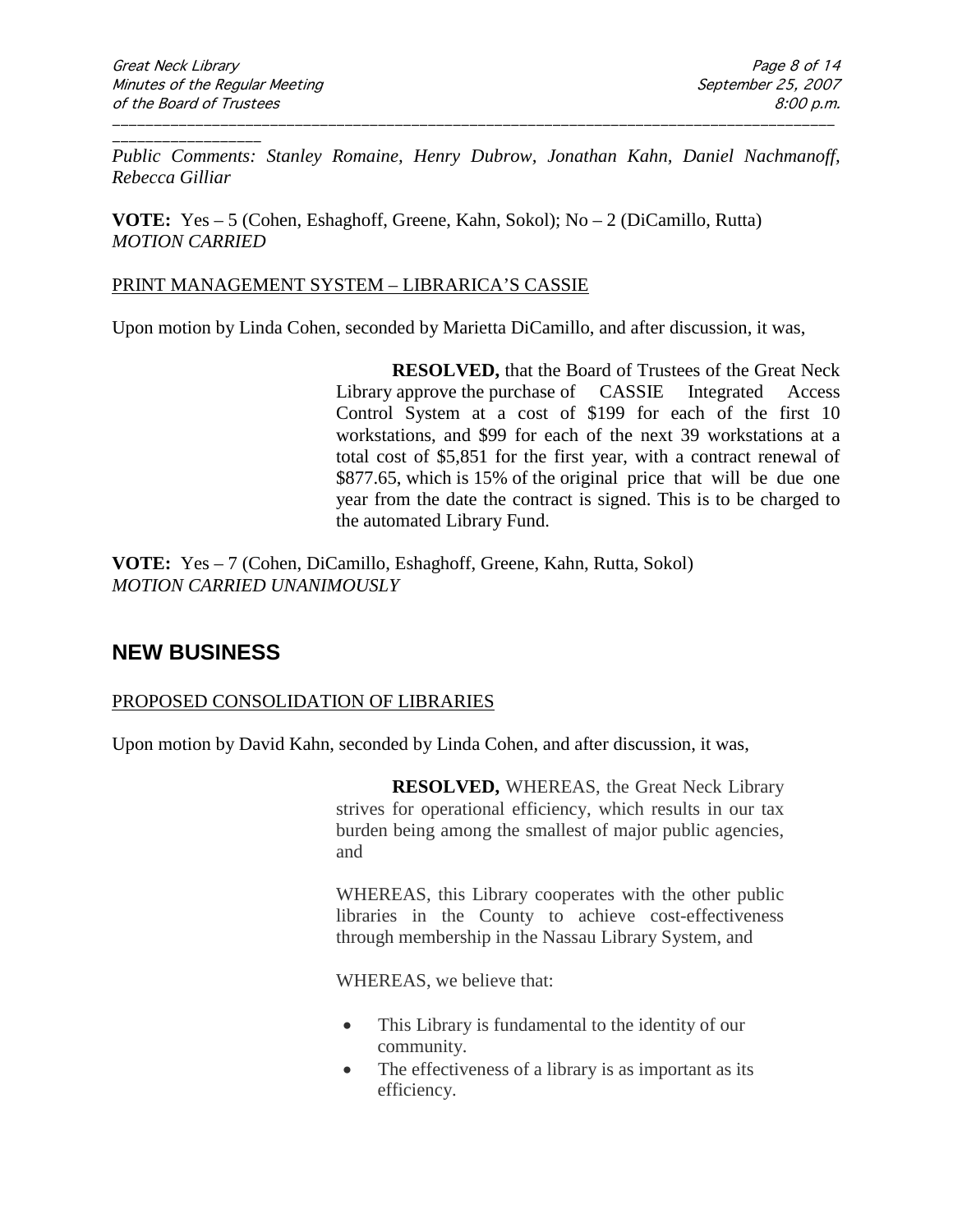*Public Comments: Stanley Romaine, Henry Dubrow, Jonathan Kahn, Daniel Nachmanoff, Rebecca Gilliar*

**VOTE:** Yes – 5 (Cohen, Eshaghoff, Greene, Kahn, Sokol); No – 2 (DiCamillo, Rutta)
*MOTION CARRIED*

PRINT MANAGEMENT SYSTEM – LIBRARICA'S CASSIE

Upon motion by Linda Cohen, seconded by Marietta DiCamillo, and after discussion, it was,

> **RESOLVED,** that the Board of Trustees of the Great Neck Library approve the purchase of CASSIE Integrated Access Control System at a cost of $199 for each of the first 10 workstations, and $99 for each of the next 39 workstations at a total cost of $5,851 for the first year, with a contract renewal of $877.65, which is 15% of the original price that will be due one year from the date the contract is signed. This is to be charged to the automated Library Fund.

**VOTE:** Yes – 7 (Cohen, DiCamillo, Eshaghoff, Greene, Kahn, Rutta, Sokol)
*MOTION CARRIED UNANIMOUSLY*

## NEW BUSINESS

PROPOSED CONSOLIDATION OF LIBRARIES

Upon motion by David Kahn, seconded by Linda Cohen, and after discussion, it was,

> **RESOLVED,** WHEREAS, the Great Neck Library strives for operational efficiency, which results in our tax burden being among the smallest of major public agencies, and
>
> WHEREAS, this Library cooperates with the other public libraries in the County to achieve cost-effectiveness through membership in the Nassau Library System, and
>
> WHEREAS, we believe that:
>
> - This Library is fundamental to the identity of our community.
> - The effectiveness of a library is as important as its efficiency.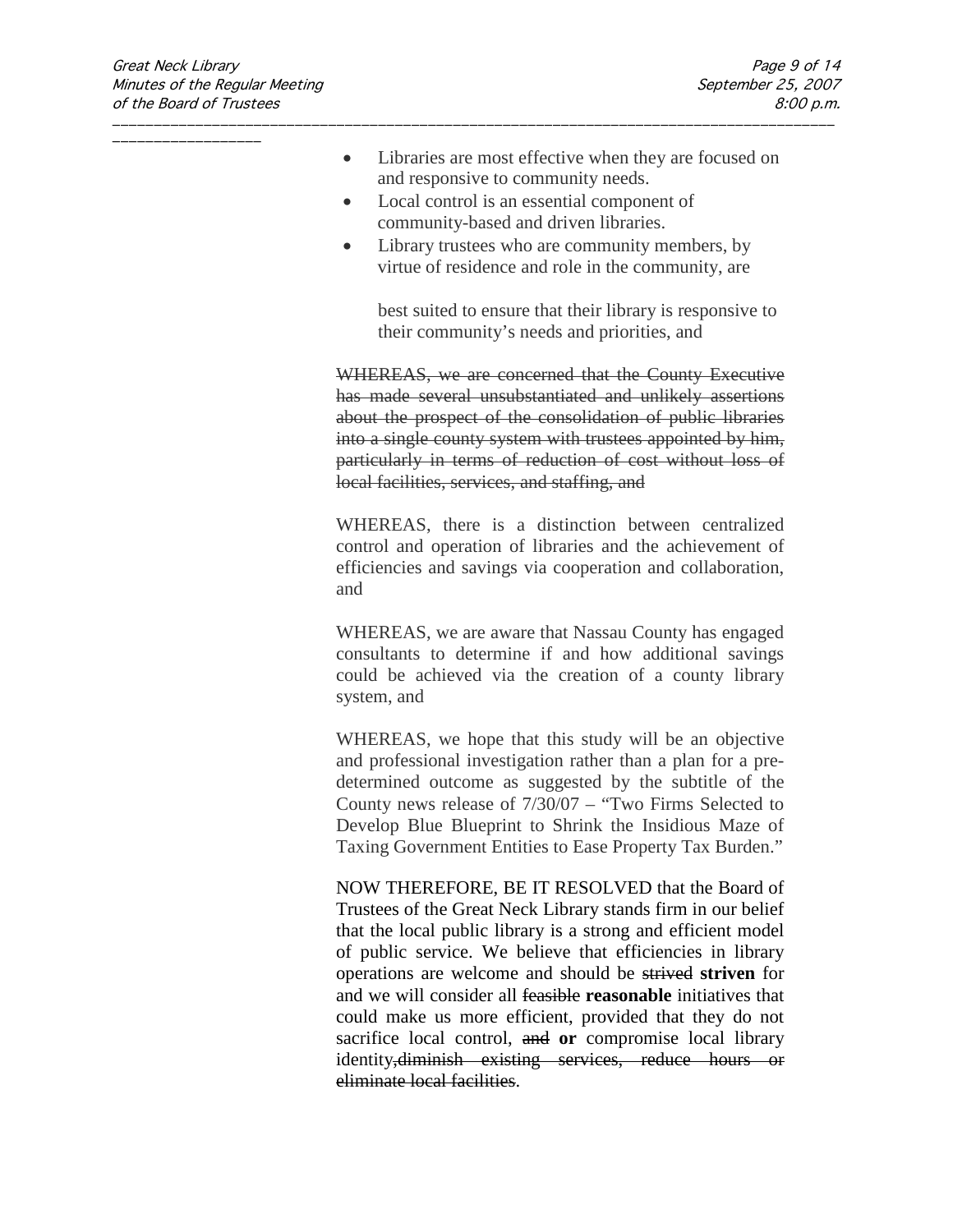- Libraries are most effective when they are focused on and responsive to community needs.
- Local control is an essential component of community-based and driven libraries.
- Library trustees who are community members, by virtue of residence and role in the community, are

  best suited to ensure that their library is responsive to their community's needs and priorities, and

~~WHEREAS, we are concerned that the County Executive has made several unsubstantiated and unlikely assertions about the prospect of the consolidation of public libraries into a single county system with trustees appointed by him, particularly in terms of reduction of cost without loss of local facilities, services, and staffing, and~~

WHEREAS, there is a distinction between centralized control and operation of libraries and the achievement of efficiencies and savings via cooperation and collaboration, and

WHEREAS, we are aware that Nassau County has engaged consultants to determine if and how additional savings could be achieved via the creation of a county library system, and

WHEREAS, we hope that this study will be an objective and professional investigation rather than a plan for a pre-determined outcome as suggested by the subtitle of the County news release of 7/30/07 – "Two Firms Selected to Develop Blue Blueprint to Shrink the Insidious Maze of Taxing Government Entities to Ease Property Tax Burden."

NOW THEREFORE, BE IT RESOLVED that the Board of Trustees of the Great Neck Library stands firm in our belief that the local public library is a strong and efficient model of public service. We believe that efficiencies in library operations are welcome and should be ~~strived~~ **striven** for and we will consider all ~~feasible~~ **reasonable** initiatives that could make us more efficient, provided that they do not sacrifice local control, ~~and~~ **or** compromise local library identity~~,diminish existing services, reduce hours or eliminate local facilities~~.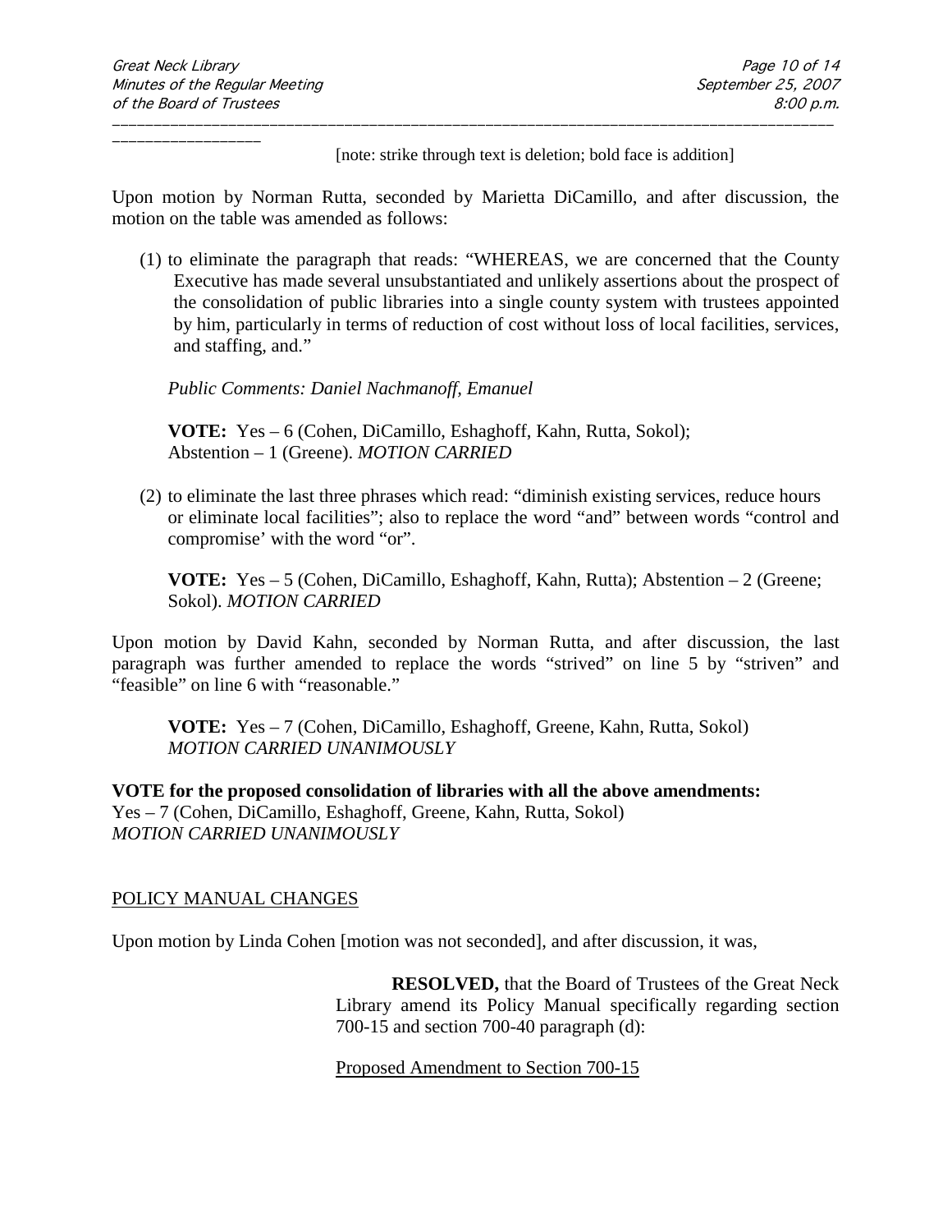[note: strike through text is deletion; bold face is addition]

Upon motion by Norman Rutta, seconded by Marietta DiCamillo, and after discussion, the motion on the table was amended as follows:

(1) to eliminate the paragraph that reads: "WHEREAS, we are concerned that the County Executive has made several unsubstantiated and unlikely assertions about the prospect of the consolidation of public libraries into a single county system with trustees appointed by him, particularly in terms of reduction of cost without loss of local facilities, services, and staffing, and."

*Public Comments: Daniel Nachmanoff, Emanuel*

**VOTE:** Yes – 6 (Cohen, DiCamillo, Eshaghoff, Kahn, Rutta, Sokol); Abstention – 1 (Greene). *MOTION CARRIED*

(2) to eliminate the last three phrases which read: "diminish existing services, reduce hours or eliminate local facilities"; also to replace the word "and" between words "control and compromise' with the word "or".

**VOTE:** Yes – 5 (Cohen, DiCamillo, Eshaghoff, Kahn, Rutta); Abstention – 2 (Greene; Sokol). *MOTION CARRIED*

Upon motion by David Kahn, seconded by Norman Rutta, and after discussion, the last paragraph was further amended to replace the words "strived" on line 5 by "striven" and "feasible" on line 6 with "reasonable."

**VOTE:** Yes – 7 (Cohen, DiCamillo, Eshaghoff, Greene, Kahn, Rutta, Sokol)
*MOTION CARRIED UNANIMOUSLY*

**VOTE for the proposed consolidation of libraries with all the above amendments:**
Yes – 7 (Cohen, DiCamillo, Eshaghoff, Greene, Kahn, Rutta, Sokol)
*MOTION CARRIED UNANIMOUSLY*

## POLICY MANUAL CHANGES

Upon motion by Linda Cohen [motion was not seconded], and after discussion, it was,

**RESOLVED,** that the Board of Trustees of the Great Neck Library amend its Policy Manual specifically regarding section 700-15 and section 700-40 paragraph (d):

Proposed Amendment to Section 700-15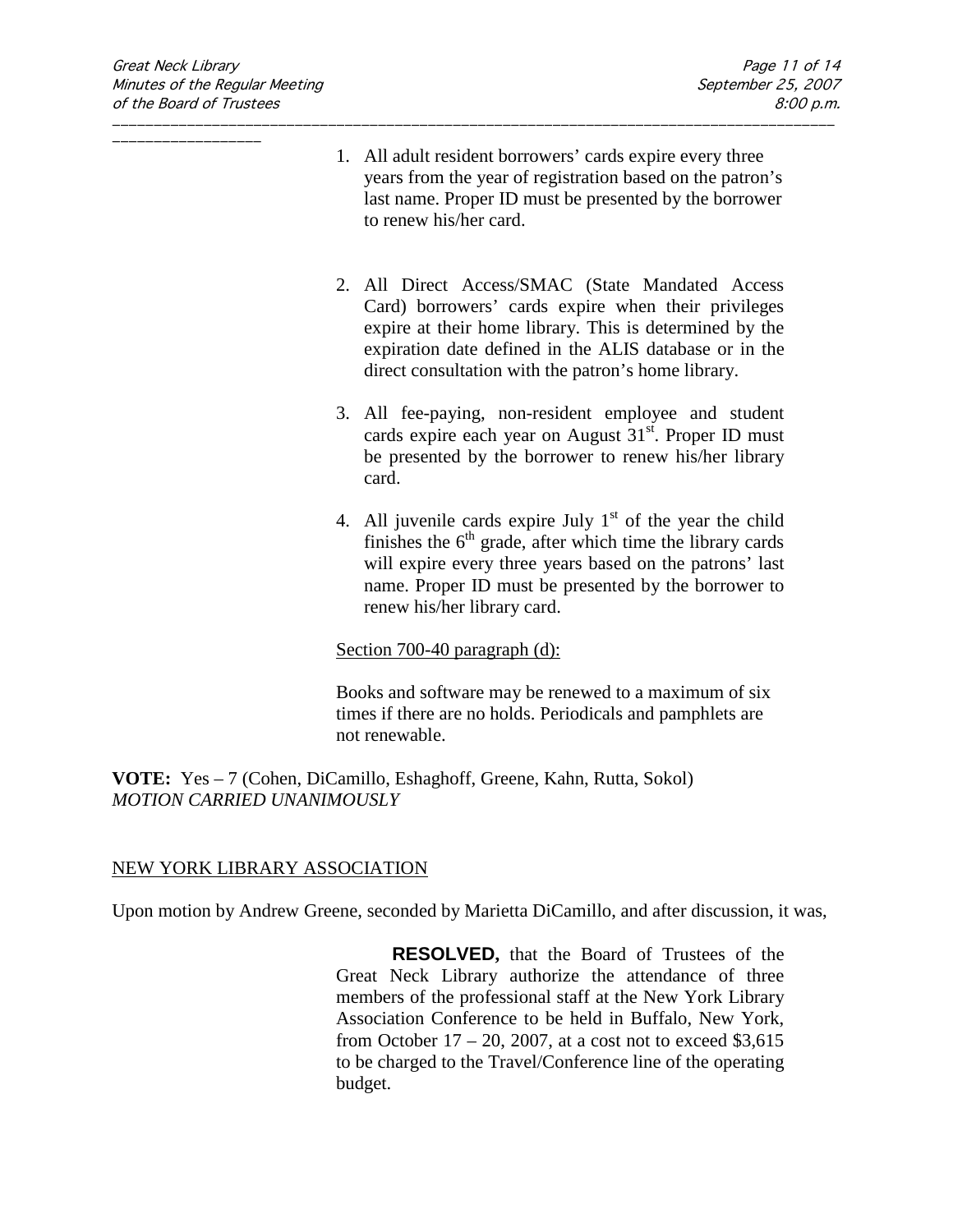1. All adult resident borrowers' cards expire every three years from the year of registration based on the patron's last name. Proper ID must be presented by the borrower to renew his/her card.

2. All Direct Access/SMAC (State Mandated Access Card) borrowers' cards expire when their privileges expire at their home library. This is determined by the expiration date defined in the ALIS database or in the direct consultation with the patron's home library.

3. All fee-paying, non-resident employee and student cards expire each year on August 31st. Proper ID must be presented by the borrower to renew his/her library card.

4. All juvenile cards expire July 1st of the year the child finishes the 6th grade, after which time the library cards will expire every three years based on the patrons' last name. Proper ID must be presented by the borrower to renew his/her library card.

Section 700-40 paragraph (d):

Books and software may be renewed to a maximum of six times if there are no holds. Periodicals and pamphlets are not renewable.

**VOTE:** Yes – 7 (Cohen, DiCamillo, Eshaghoff, Greene, Kahn, Rutta, Sokol)
*MOTION CARRIED UNANIMOUSLY*

NEW YORK LIBRARY ASSOCIATION

Upon motion by Andrew Greene, seconded by Marietta DiCamillo, and after discussion, it was,

**RESOLVED,** that the Board of Trustees of the Great Neck Library authorize the attendance of three members of the professional staff at the New York Library Association Conference to be held in Buffalo, New York, from October 17 – 20, 2007, at a cost not to exceed $3,615 to be charged to the Travel/Conference line of the operating budget.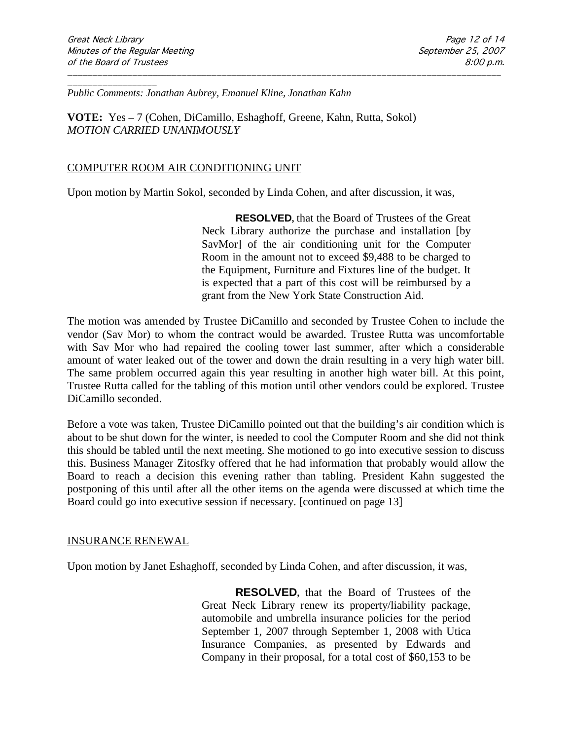*Public Comments: Jonathan Aubrey, Emanuel Kline, Jonathan Kahn*

**VOTE:** Yes – 7 (Cohen, DiCamillo, Eshaghoff, Greene, Kahn, Rutta, Sokol)
*MOTION CARRIED UNANIMOUSLY*

COMPUTER ROOM AIR CONDITIONING UNIT

Upon motion by Martin Sokol, seconded by Linda Cohen, and after discussion, it was,

> **RESOLVED**, that the Board of Trustees of the Great Neck Library authorize the purchase and installation [by SavMor] of the air conditioning unit for the Computer Room in the amount not to exceed $9,488 to be charged to the Equipment, Furniture and Fixtures line of the budget. It is expected that a part of this cost will be reimbursed by a grant from the New York State Construction Aid.

The motion was amended by Trustee DiCamillo and seconded by Trustee Cohen to include the vendor (Sav Mor) to whom the contract would be awarded. Trustee Rutta was uncomfortable with Sav Mor who had repaired the cooling tower last summer, after which a considerable amount of water leaked out of the tower and down the drain resulting in a very high water bill. The same problem occurred again this year resulting in another high water bill. At this point, Trustee Rutta called for the tabling of this motion until other vendors could be explored. Trustee DiCamillo seconded.

Before a vote was taken, Trustee DiCamillo pointed out that the building's air condition which is about to be shut down for the winter, is needed to cool the Computer Room and she did not think this should be tabled until the next meeting. She motioned to go into executive session to discuss this. Business Manager Zitosfky offered that he had information that probably would allow the Board to reach a decision this evening rather than tabling. President Kahn suggested the postponing of this until after all the other items on the agenda were discussed at which time the Board could go into executive session if necessary. [continued on page 13]

INSURANCE RENEWAL

Upon motion by Janet Eshaghoff, seconded by Linda Cohen, and after discussion, it was,

> **RESOLVED**, that the Board of Trustees of the Great Neck Library renew its property/liability package, automobile and umbrella insurance policies for the period September 1, 2007 through September 1, 2008 with Utica Insurance Companies, as presented by Edwards and Company in their proposal, for a total cost of $60,153 to be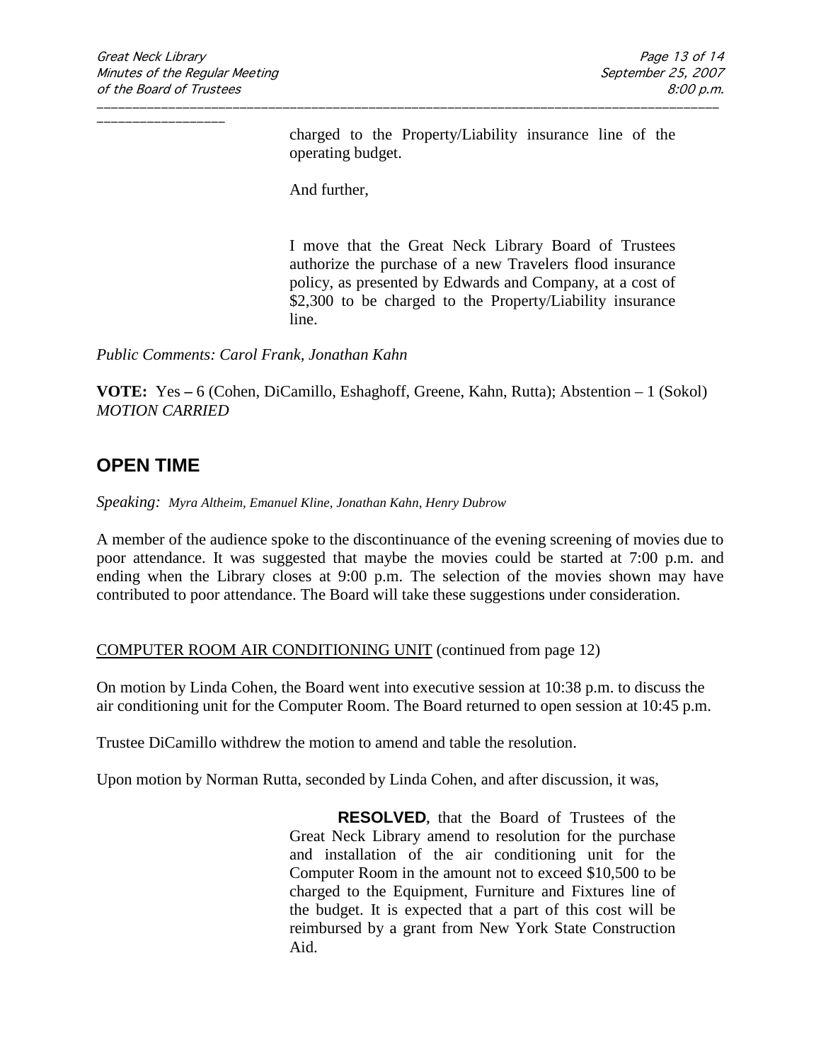charged to the Property/Liability insurance line of the operating budget.

And further,

I move that the Great Neck Library Board of Trustees authorize the purchase of a new Travelers flood insurance policy, as presented by Edwards and Company, at a cost of $2,300 to be charged to the Property/Liability insurance line.

*Public Comments: Carol Frank, Jonathan Kahn*

**VOTE:** Yes **–** 6 (Cohen, DiCamillo, Eshaghoff, Greene, Kahn, Rutta); Abstention – 1 (Sokol)
*MOTION CARRIED*

## OPEN TIME

*Speaking: Myra Altheim, Emanuel Kline, Jonathan Kahn, Henry Dubrow*

A member of the audience spoke to the discontinuance of the evening screening of movies due to poor attendance. It was suggested that maybe the movies could be started at 7:00 p.m. and ending when the Library closes at 9:00 p.m. The selection of the movies shown may have contributed to poor attendance. The Board will take these suggestions under consideration.

<u>COMPUTER ROOM AIR CONDITIONING UNIT</u> (continued from page 12)

On motion by Linda Cohen, the Board went into executive session at 10:38 p.m. to discuss the air conditioning unit for the Computer Room. The Board returned to open session at 10:45 p.m.

Trustee DiCamillo withdrew the motion to amend and table the resolution.

Upon motion by Norman Rutta, seconded by Linda Cohen, and after discussion, it was,

**RESOLVED**, that the Board of Trustees of the Great Neck Library amend to resolution for the purchase and installation of the air conditioning unit for the Computer Room in the amount not to exceed $10,500 to be charged to the Equipment, Furniture and Fixtures line of the budget. It is expected that a part of this cost will be reimbursed by a grant from New York State Construction Aid.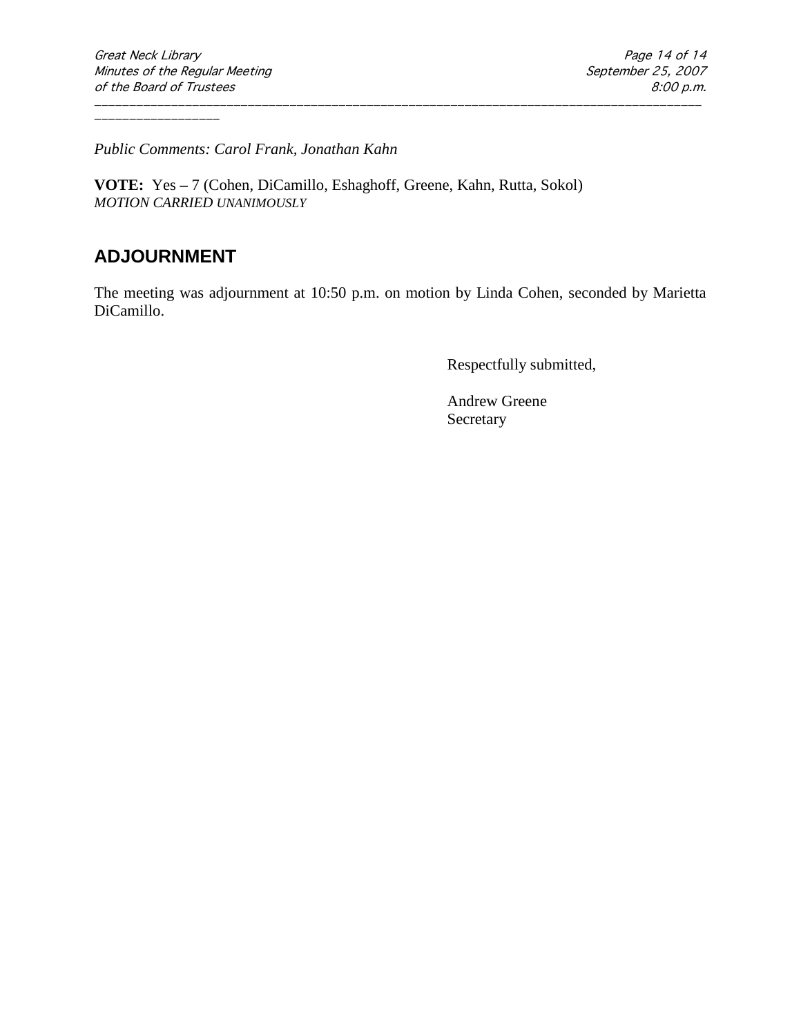*Public Comments: Carol Frank, Jonathan Kahn*

**VOTE:** Yes – 7 (Cohen, DiCamillo, Eshaghoff, Greene, Kahn, Rutta, Sokol)
*MOTION CARRIED UNANIMOUSLY*

## ADJOURNMENT

The meeting was adjournment at 10:50 p.m. on motion by Linda Cohen, seconded by Marietta DiCamillo.

Respectfully submitted,

Andrew Greene
Secretary